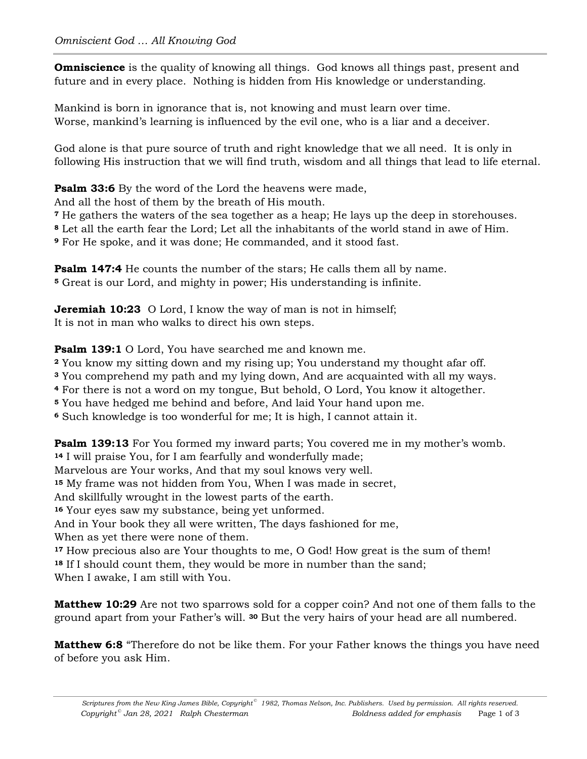# Omniscient God … All Knowing God

**Omniscience** is the quality of knowing all things. God knows all things past, present and future and in every place. Nothing is hidden from His knowledge or understanding.

Mankind is born in ignorance that is, not knowing and must learn over time.
Worse, mankind's learning is influenced by the evil one, who is a liar and a deceiver.

God alone is that pure source of truth and right knowledge that we all need. It is only in following His instruction that we will find truth, wisdom and all things that lead to life eternal.

**Psalm 33:6** By the word of the Lord the heavens were made,
And all the host of them by the breath of His mouth.
[7] He gathers the waters of the sea together as a heap; He lays up the deep in storehouses.
[8] Let all the earth fear the Lord; Let all the inhabitants of the world stand in awe of Him.
[9] For He spoke, and it was done; He commanded, and it stood fast.

**Psalm 147:4** He counts the number of the stars; He calls them all by name.
[5] Great is our Lord, and mighty in power; His understanding is infinite.

**Jeremiah 10:23** O Lord, I know the way of man is not in himself;
It is not in man who walks to direct his own steps.

**Psalm 139:1** O Lord, You have searched me and known me.
[2] You know my sitting down and my rising up; You understand my thought afar off.
[3] You comprehend my path and my lying down, And are acquainted with all my ways.
[4] For there is not a word on my tongue, But behold, O Lord, You know it altogether.
[5] You have hedged me behind and before, And laid Your hand upon me.
[6] Such knowledge is too wonderful for me; It is high, I cannot attain it.

**Psalm 139:13** For You formed my inward parts; You covered me in my mother's womb.
[14] I will praise You, for I am fearfully and wonderfully made;
Marvelous are Your works, And that my soul knows very well.
[15] My frame was not hidden from You, When I was made in secret,
And skillfully wrought in the lowest parts of the earth.
[16] Your eyes saw my substance, being yet unformed.
And in Your book they all were written, The days fashioned for me,
When as yet there were none of them.
[17] How precious also are Your thoughts to me, O God! How great is the sum of them!
[18] If I should count them, they would be more in number than the sand;
When I awake, I am still with You.

**Matthew 10:29** Are not two sparrows sold for a copper coin? And not one of them falls to the ground apart from your Father's will. [30] But the very hairs of your head are all numbered.

**Matthew 6:8** "Therefore do not be like them. For your Father knows the things you have need of before you ask Him.

*Scriptures from the New King James Bible, Copyright© 1982, Thomas Nelson, Inc. Publishers. Used by permission. All rights reserved.*
*Copyright© Jan 28, 2021 Ralph Chesterman* *Boldness added for emphasis*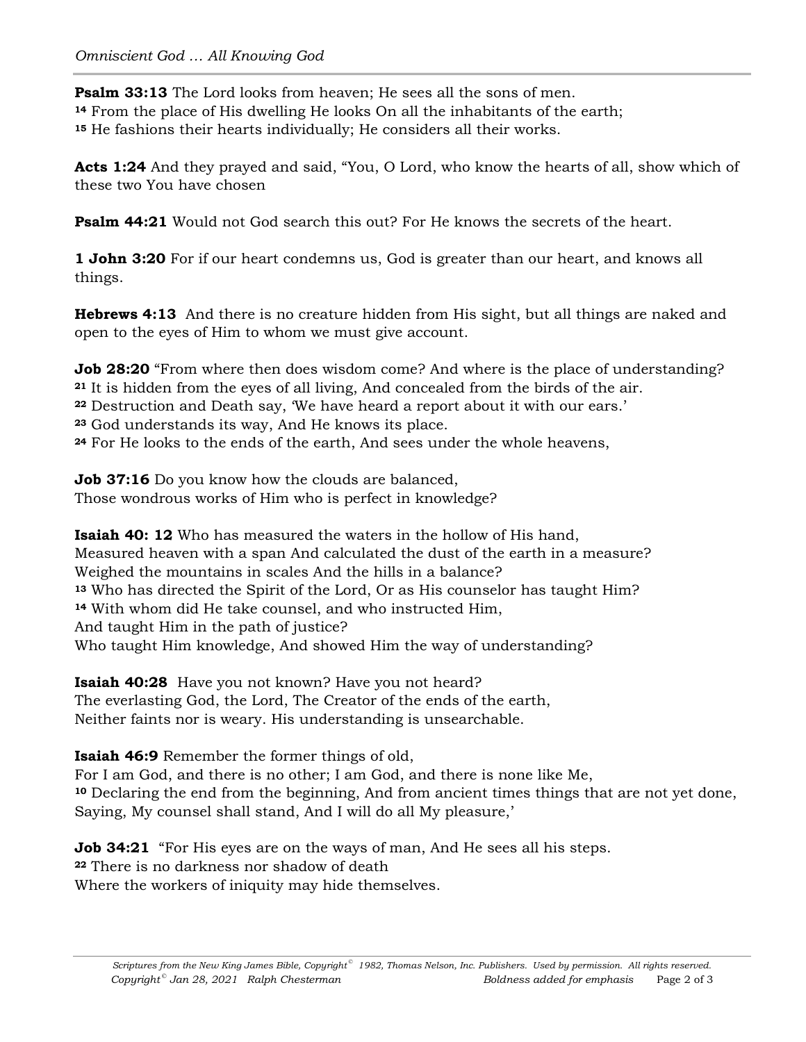**Psalm 33:13** The Lord looks from heaven; He sees all the sons of men.
**14** From the place of His dwelling He looks On all the inhabitants of the earth;
**15** He fashions their hearts individually; He considers all their works.

**Acts 1:24** And they prayed and said, "You, O Lord, who know the hearts of all, show which of these two You have chosen

**Psalm 44:21** Would not God search this out? For He knows the secrets of the heart.

**1 John 3:20** For if our heart condemns us, God is greater than our heart, and knows all things.

**Hebrews 4:13** And there is no creature hidden from His sight, but all things are naked and open to the eyes of Him to whom we must give account.

**Job 28:20** "From where then does wisdom come? And where is the place of understanding?
**21** It is hidden from the eyes of all living, And concealed from the birds of the air.
**22** Destruction and Death say, 'We have heard a report about it with our ears.'
**23** God understands its way, And He knows its place.
**24** For He looks to the ends of the earth, And sees under the whole heavens,

**Job 37:16** Do you know how the clouds are balanced,
Those wondrous works of Him who is perfect in knowledge?

**Isaiah 40: 12** Who has measured the waters in the hollow of His hand,
Measured heaven with a span And calculated the dust of the earth in a measure?
Weighed the mountains in scales And the hills in a balance?
**13** Who has directed the Spirit of the Lord, Or as His counselor has taught Him?
**14** With whom did He take counsel, and who instructed Him,
And taught Him in the path of justice?
Who taught Him knowledge, And showed Him the way of understanding?

**Isaiah 40:28** Have you not known? Have you not heard?
The everlasting God, the Lord, The Creator of the ends of the earth,
Neither faints nor is weary. His understanding is unsearchable.

**Isaiah 46:9** Remember the former things of old,
For I am God, and there is no other; I am God, and there is none like Me,
**10** Declaring the end from the beginning, And from ancient times things that are not yet done,
Saying, My counsel shall stand, And I will do all My pleasure,'

**Job 34:21** "For His eyes are on the ways of man, And He sees all his steps.
**22** There is no darkness nor shadow of death
Where the workers of iniquity may hide themselves.

*Scriptures from the New King James Bible, Copyright© 1982, Thomas Nelson, Inc. Publishers. Used by permission. All rights reserved.*
*Copyright© Jan 28, 2021 Ralph Chesterman* *Boldness added for emphasis*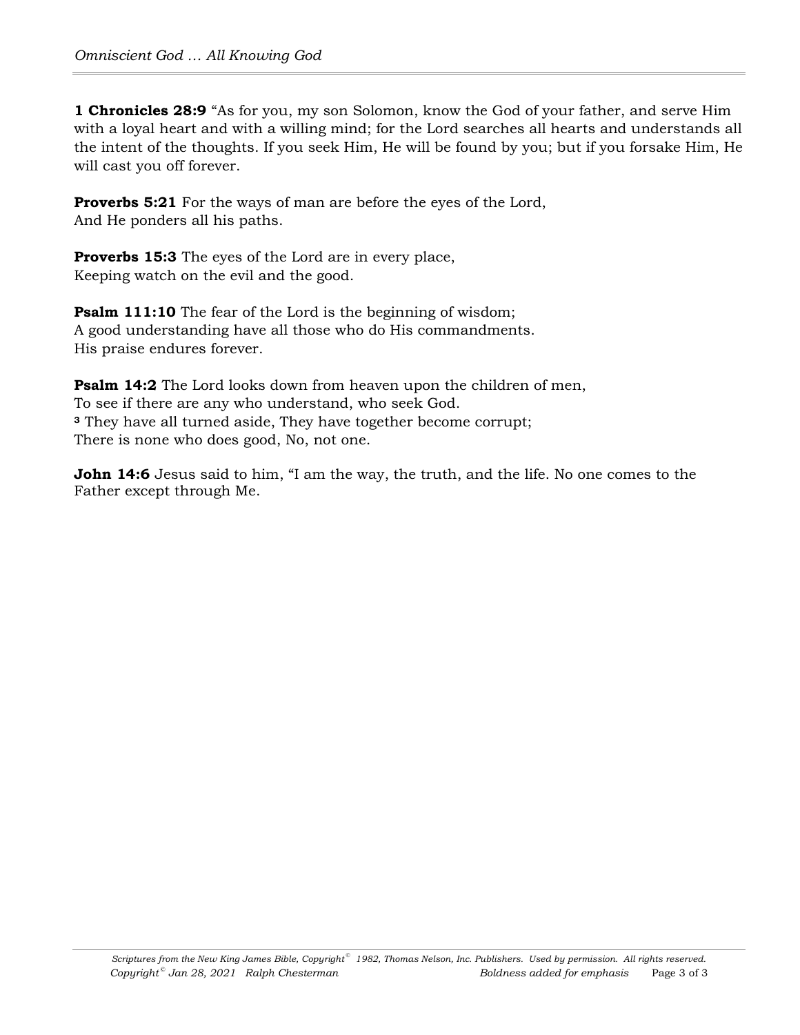**1 Chronicles 28:9** "As for you, my son Solomon, know the God of your father, and serve Him with a loyal heart and with a willing mind; for the Lord searches all hearts and understands all the intent of the thoughts. If you seek Him, He will be found by you; but if you forsake Him, He will cast you off forever.

**Proverbs 5:21** For the ways of man are before the eyes of the Lord,
And He ponders all his paths.

**Proverbs 15:3** The eyes of the Lord are in every place,
Keeping watch on the evil and the good.

**Psalm 111:10** The fear of the Lord is the beginning of wisdom;
A good understanding have all those who do His commandments.
His praise endures forever.

**Psalm 14:2** The Lord looks down from heaven upon the children of men,
To see if there are any who understand, who seek God.
**3** They have all turned aside, They have together become corrupt;
There is none who does good, No, not one.

**John 14:6** Jesus said to him, "I am the way, the truth, and the life. No one comes to the Father except through Me.

*Scriptures from the New King James Bible, Copyright© 1982, Thomas Nelson, Inc. Publishers. Used by permission. All rights reserved.*
*Copyright© Jan 28, 2021 Ralph Chesterman* *Boldness added for emphasis*